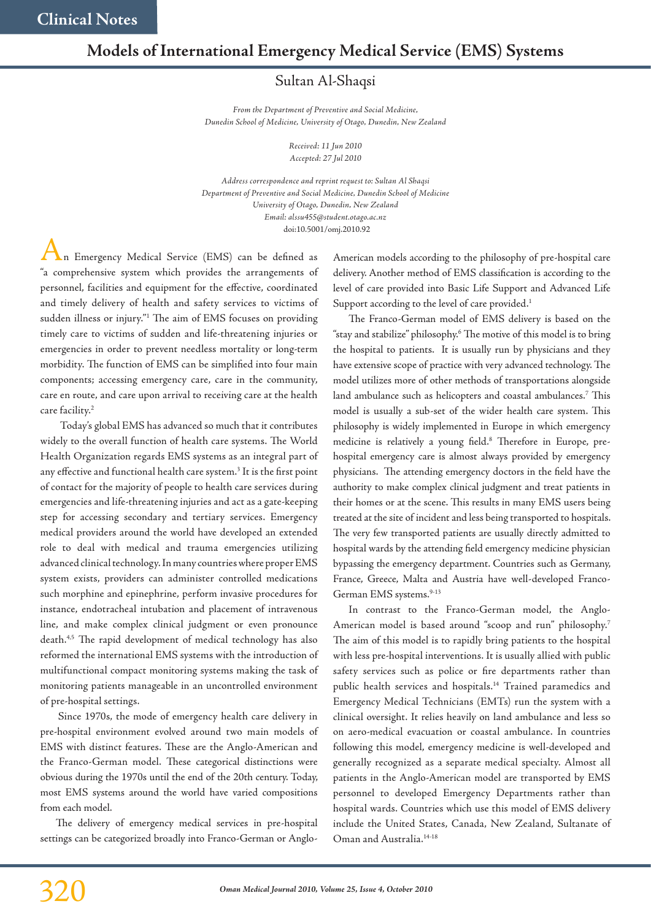Clinical Notes

# Models of International Emergency Medical Service (EMS) Systems

Sultan Al-Shaqsi

*From the Department of Preventive and Social Medicine, Dunedin School of Medicine, University of Otago, Dunedin, New Zealand*

*Received: 11 Jun 2010*
*Accepted: 27 Jul 2010*

*Address correspondence and reprint request to: Sultan Al Shaqsi Department of Preventive and Social Medicine, Dunedin School of Medicine University of Otago, Dunedin, New Zealand Email: alssu455@student.otago.ac.nz*

doi:10.5001/omj.2010.92

An Emergency Medical Service (EMS) can be defined as "a comprehensive system which provides the arrangements of personnel, facilities and equipment for the effective, coordinated and timely delivery of health and safety services to victims of sudden illness or injury."[1] The aim of EMS focuses on providing timely care to victims of sudden and life-threatening injuries or emergencies in order to prevent needless mortality or long-term morbidity. The function of EMS can be simplified into four main components; accessing emergency care, care in the community, care en route, and care upon arrival to receiving care at the health care facility.[2]

Today's global EMS has advanced so much that it contributes widely to the overall function of health care systems. The World Health Organization regards EMS systems as an integral part of any effective and functional health care system.[3] It is the first point of contact for the majority of people to health care services during emergencies and life-threatening injuries and act as a gate-keeping step for accessing secondary and tertiary services. Emergency medical providers around the world have developed an extended role to deal with medical and trauma emergencies utilizing advanced clinical technology. In many countries where proper EMS system exists, providers can administer controlled medications such morphine and epinephrine, perform invasive procedures for instance, endotracheal intubation and placement of intravenous line, and make complex clinical judgment or even pronounce death.[4,5] The rapid development of medical technology has also reformed the international EMS systems with the introduction of multifunctional compact monitoring systems making the task of monitoring patients manageable in an uncontrolled environment of pre-hospital settings.

Since 1970s, the mode of emergency health care delivery in pre-hospital environment evolved around two main models of EMS with distinct features. These are the Anglo-American and the Franco-German model. These categorical distinctions were obvious during the 1970s until the end of the 20th century. Today, most EMS systems around the world have varied compositions from each model.

The delivery of emergency medical services in pre-hospital settings can be categorized broadly into Franco-German or Anglo-American models according to the philosophy of pre-hospital care delivery. Another method of EMS classification is according to the level of care provided into Basic Life Support and Advanced Life Support according to the level of care provided.[1]

The Franco-German model of EMS delivery is based on the "stay and stabilize" philosophy.[6] The motive of this model is to bring the hospital to patients. It is usually run by physicians and they have extensive scope of practice with very advanced technology. The model utilizes more of other methods of transportations alongside land ambulance such as helicopters and coastal ambulances.[7] This model is usually a sub-set of the wider health care system. This philosophy is widely implemented in Europe in which emergency medicine is relatively a young field.[8] Therefore in Europe, pre-hospital emergency care is almost always provided by emergency physicians. The attending emergency doctors in the field have the authority to make complex clinical judgment and treat patients in their homes or at the scene. This results in many EMS users being treated at the site of incident and less being transported to hospitals. The very few transported patients are usually directly admitted to hospital wards by the attending field emergency medicine physician bypassing the emergency department. Countries such as Germany, France, Greece, Malta and Austria have well-developed Franco-German EMS systems.[9-13]

In contrast to the Franco-German model, the Anglo-American model is based around "scoop and run" philosophy.[7] The aim of this model is to rapidly bring patients to the hospital with less pre-hospital interventions. It is usually allied with public safety services such as police or fire departments rather than public health services and hospitals.[14] Trained paramedics and Emergency Medical Technicians (EMTs) run the system with a clinical oversight. It relies heavily on land ambulance and less so on aero-medical evacuation or coastal ambulance. In countries following this model, emergency medicine is well-developed and generally recognized as a separate medical specialty. Almost all patients in the Anglo-American model are transported by EMS personnel to developed Emergency Departments rather than hospital wards. Countries which use this model of EMS delivery include the United States, Canada, New Zealand, Sultanate of Oman and Australia.[14-18]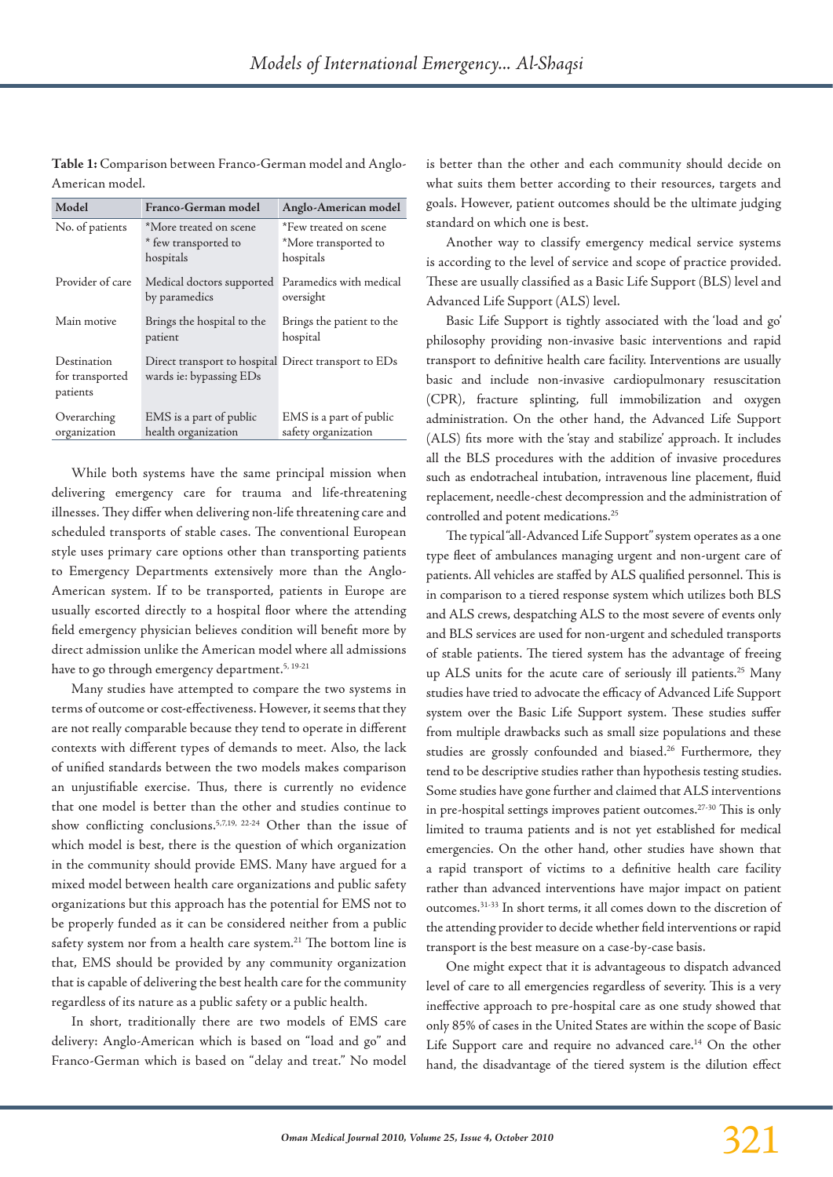**Table 1:** Comparison between Franco-German model and Anglo-American model.

| Model | Franco-German model | Anglo-American model |
|---|---|---|
| No. of patients | *More treated on scene * few transported to hospitals | *Few treated on scene *More transported to hospitals |
| Provider of care | Medical doctors supported by paramedics | Paramedics with medical oversight |
| Main motive | Brings the hospital to the patient | Brings the patient to the hospital |
| Destination for transported patients | Direct transport to hospital wards ie: bypassing EDs | Direct transport to EDs |
| Overarching organization | EMS is a part of public health organization | EMS is a part of public safety organization |

While both systems have the same principal mission when delivering emergency care for trauma and life-threatening illnesses. They differ when delivering non-life threatening care and scheduled transports of stable cases. The conventional European style uses primary care options other than transporting patients to Emergency Departments extensively more than the Anglo-American system. If to be transported, patients in Europe are usually escorted directly to a hospital floor where the attending field emergency physician believes condition will benefit more by direct admission unlike the American model where all admissions have to go through emergency department.[5, 19-21]

Many studies have attempted to compare the two systems in terms of outcome or cost-effectiveness. However, it seems that they are not really comparable because they tend to operate in different contexts with different types of demands to meet. Also, the lack of unified standards between the two models makes comparison an unjustifiable exercise. Thus, there is currently no evidence that one model is better than the other and studies continue to show conflicting conclusions.[5,7,19, 22-24] Other than the issue of which model is best, there is the question of which organization in the community should provide EMS. Many have argued for a mixed model between health care organizations and public safety organizations but this approach has the potential for EMS not to be properly funded as it can be considered neither from a public safety system nor from a health care system.[21] The bottom line is that, EMS should be provided by any community organization that is capable of delivering the best health care for the community regardless of its nature as a public safety or a public health.

In short, traditionally there are two models of EMS care delivery: Anglo-American which is based on "load and go" and Franco-German which is based on "delay and treat." No model is better than the other and each community should decide on what suits them better according to their resources, targets and goals. However, patient outcomes should be the ultimate judging standard on which one is best.

Another way to classify emergency medical service systems is according to the level of service and scope of practice provided. These are usually classified as a Basic Life Support (BLS) level and Advanced Life Support (ALS) level.

Basic Life Support is tightly associated with the 'load and go' philosophy providing non-invasive basic interventions and rapid transport to definitive health care facility. Interventions are usually basic and include non-invasive cardiopulmonary resuscitation (CPR), fracture splinting, full immobilization and oxygen administration. On the other hand, the Advanced Life Support (ALS) fits more with the 'stay and stabilize' approach. It includes all the BLS procedures with the addition of invasive procedures such as endotracheal intubation, intravenous line placement, fluid replacement, needle-chest decompression and the administration of controlled and potent medications.[25]

The typical "all-Advanced Life Support" system operates as a one type fleet of ambulances managing urgent and non-urgent care of patients. All vehicles are staffed by ALS qualified personnel. This is in comparison to a tiered response system which utilizes both BLS and ALS crews, despatching ALS to the most severe of events only and BLS services are used for non-urgent and scheduled transports of stable patients. The tiered system has the advantage of freeing up ALS units for the acute care of seriously ill patients.[25] Many studies have tried to advocate the efficacy of Advanced Life Support system over the Basic Life Support system. These studies suffer from multiple drawbacks such as small size populations and these studies are grossly confounded and biased.[26] Furthermore, they tend to be descriptive studies rather than hypothesis testing studies. Some studies have gone further and claimed that ALS interventions in pre-hospital settings improves patient outcomes.[27-30] This is only limited to trauma patients and is not yet established for medical emergencies. On the other hand, other studies have shown that a rapid transport of victims to a definitive health care facility rather than advanced interventions have major impact on patient outcomes.[31-33] In short terms, it all comes down to the discretion of the attending provider to decide whether field interventions or rapid transport is the best measure on a case-by-case basis.

One might expect that it is advantageous to dispatch advanced level of care to all emergencies regardless of severity. This is a very ineffective approach to pre-hospital care as one study showed that only 85% of cases in the United States are within the scope of Basic Life Support care and require no advanced care.[14] On the other hand, the disadvantage of the tiered system is the dilution effect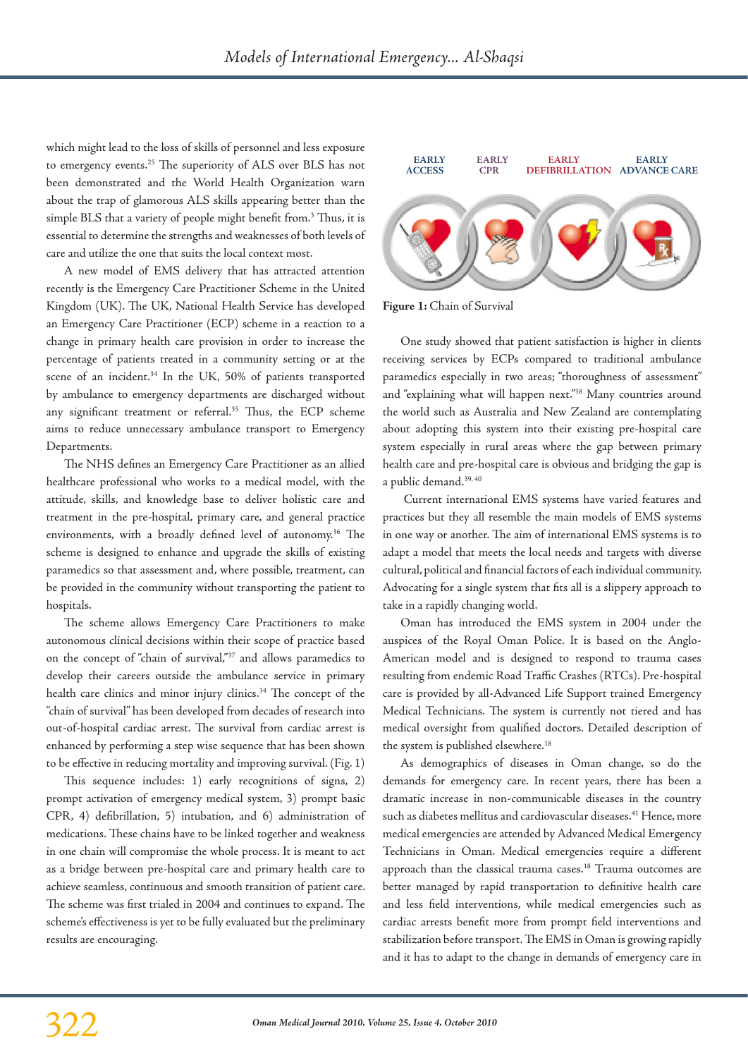which might lead to the loss of skills of personnel and less exposure to emergency events.[25] The superiority of ALS over BLS has not been demonstrated and the World Health Organization warn about the trap of glamorous ALS skills appearing better than the simple BLS that a variety of people might benefit from.[3] Thus, it is essential to determine the strengths and weaknesses of both levels of care and utilize the one that suits the local context most.

A new model of EMS delivery that has attracted attention recently is the Emergency Care Practitioner Scheme in the United Kingdom (UK). The UK, National Health Service has developed an Emergency Care Practitioner (ECP) scheme in a reaction to a change in primary health care provision in order to increase the percentage of patients treated in a community setting or at the scene of an incident.[34] In the UK, 50% of patients transported by ambulance to emergency departments are discharged without any significant treatment or referral.[35] Thus, the ECP scheme aims to reduce unnecessary ambulance transport to Emergency Departments.

The NHS defines an Emergency Care Practitioner as an allied healthcare professional who works to a medical model, with the attitude, skills, and knowledge base to deliver holistic care and treatment in the pre-hospital, primary care, and general practice environments, with a broadly defined level of autonomy.[36] The scheme is designed to enhance and upgrade the skills of existing paramedics so that assessment and, where possible, treatment, can be provided in the community without transporting the patient to hospitals.

The scheme allows Emergency Care Practitioners to make autonomous clinical decisions within their scope of practice based on the concept of "chain of survival,"[37] and allows paramedics to develop their careers outside the ambulance service in primary health care clinics and minor injury clinics.[34] The concept of the "chain of survival" has been developed from decades of research into out-of-hospital cardiac arrest. The survival from cardiac arrest is enhanced by performing a step wise sequence that has been shown to be effective in reducing mortality and improving survival. (Fig. 1)

This sequence includes: 1) early recognitions of signs, 2) prompt activation of emergency medical system, 3) prompt basic CPR, 4) defibrillation, 5) intubation, and 6) administration of medications. These chains have to be linked together and weakness in one chain will compromise the whole process. It is meant to act as a bridge between pre-hospital care and primary health care to achieve seamless, continuous and smooth transition of patient care. The scheme was first trialed in 2004 and continues to expand. The scheme's effectiveness is yet to be fully evaluated but the preliminary results are encouraging.

EARLY ACCESS | EARLY CPR | EARLY DEFIBRILLATION | EARLY ADVANCE CARE

**Figure 1:** Chain of Survival

One study showed that patient satisfaction is higher in clients receiving services by ECPs compared to traditional ambulance paramedics especially in two areas; "thoroughness of assessment" and "explaining what will happen next."[38] Many countries around the world such as Australia and New Zealand are contemplating about adopting this system into their existing pre-hospital care system especially in rural areas where the gap between primary health care and pre-hospital care is obvious and bridging the gap is a public demand.[39, 40]

Current international EMS systems have varied features and practices but they all resemble the main models of EMS systems in one way or another. The aim of international EMS systems is to adapt a model that meets the local needs and targets with diverse cultural, political and financial factors of each individual community. Advocating for a single system that fits all is a slippery approach to take in a rapidly changing world.

Oman has introduced the EMS system in 2004 under the auspices of the Royal Oman Police. It is based on the Anglo-American model and is designed to respond to trauma cases resulting from endemic Road Traffic Crashes (RTCs). Pre-hospital care is provided by all-Advanced Life Support trained Emergency Medical Technicians. The system is currently not tiered and has medical oversight from qualified doctors. Detailed description of the system is published elsewhere.[18]

As demographics of diseases in Oman change, so do the demands for emergency care. In recent years, there has been a dramatic increase in non-communicable diseases in the country such as diabetes mellitus and cardiovascular diseases.[41] Hence, more medical emergencies are attended by Advanced Medical Emergency Technicians in Oman. Medical emergencies require a different approach than the classical trauma cases.[18] Trauma outcomes are better managed by rapid transportation to definitive health care and less field interventions, while medical emergencies such as cardiac arrests benefit more from prompt field interventions and stabilization before transport. The EMS in Oman is growing rapidly and it has to adapt to the change in demands of emergency care in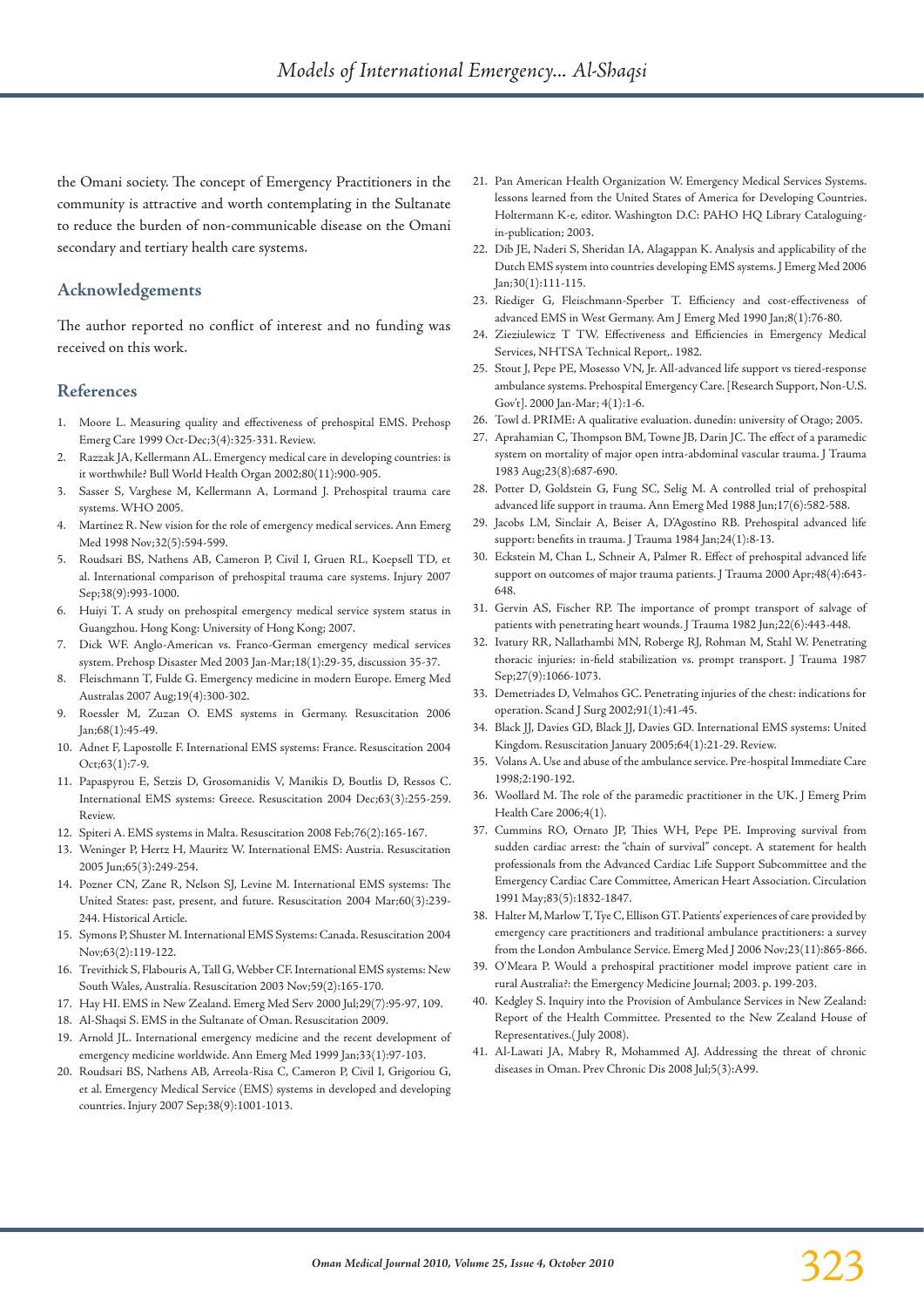the Omani society. The concept of Emergency Practitioners in the community is attractive and worth contemplating in the Sultanate to reduce the burden of non-communicable disease on the Omani secondary and tertiary health care systems.

## Acknowledgements

The author reported no conflict of interest and no funding was received on this work.

## References

1. Moore L. Measuring quality and effectiveness of prehospital EMS. Prehosp Emerg Care 1999 Oct-Dec;3(4):325-331. Review.
2. Razzak JA, Kellermann AL. Emergency medical care in developing countries: is it worthwhile? Bull World Health Organ 2002;80(11):900-905.
3. Sasser S, Varghese M, Kellermann A, Lormand J. Prehospital trauma care systems. WHO 2005.
4. Martinez R. New vision for the role of emergency medical services. Ann Emerg Med 1998 Nov;32(5):594-599.
5. Roudsari BS, Nathens AB, Cameron P, Civil I, Gruen RL, Koepsell TD, et al. International comparison of prehospital trauma care systems. Injury 2007 Sep;38(9):993-1000.
6. Huiyi T. A study on prehospital emergency medical service system status in Guangzhou. Hong Kong: University of Hong Kong; 2007.
7. Dick WF. Anglo-American vs. Franco-German emergency medical services system. Prehosp Disaster Med 2003 Jan-Mar;18(1):29-35, discussion 35-37.
8. Fleischmann T, Fulde G. Emergency medicine in modern Europe. Emerg Med Australas 2007 Aug;19(4):300-302.
9. Roessler M, Zuzan O. EMS systems in Germany. Resuscitation 2006 Jan;68(1):45-49.
10. Adnet F, Lapostolle F. International EMS systems: France. Resuscitation 2004 Oct;63(1):7-9.
11. Papaspyrou E, Setzis D, Grosomanidis V, Manikis D, Boutlis D, Ressos C. International EMS systems: Greece. Resuscitation 2004 Dec;63(3):255-259. Review.
12. Spiteri A. EMS systems in Malta. Resuscitation 2008 Feb;76(2):165-167.
13. Weninger P, Hertz H, Mauritz W. International EMS: Austria. Resuscitation 2005 Jun;65(3):249-254.
14. Pozner CN, Zane R, Nelson SJ, Levine M. International EMS systems: The United States: past, present, and future. Resuscitation 2004 Mar;60(3):239-244. Historical Article.
15. Symons P, Shuster M. International EMS Systems: Canada. Resuscitation 2004 Nov;63(2):119-122.
16. Trevithick S, Flabouris A, Tall G, Webber CF. International EMS systems: New South Wales, Australia. Resuscitation 2003 Nov;59(2):165-170.
17. Hay HI. EMS in New Zealand. Emerg Med Serv 2000 Jul;29(7):95-97, 109.
18. Al-Shaqsi S. EMS in the Sultanate of Oman. Resuscitation 2009.
19. Arnold JL. International emergency medicine and the recent development of emergency medicine worldwide. Ann Emerg Med 1999 Jan;33(1):97-103.
20. Roudsari BS, Nathens AB, Arreola-Risa C, Cameron P, Civil I, Grigoriou G, et al. Emergency Medical Service (EMS) systems in developed and developing countries. Injury 2007 Sep;38(9):1001-1013.
21. Pan American Health Organization W. Emergency Medical Services Systems. lessons learned from the United States of America for Developing Countries. Holtermann K-e, editor. Washington D.C: PAHO HQ Library Cataloguing-in-publication; 2003.
22. Dib JE, Naderi S, Sheridan IA, Alagappan K. Analysis and applicability of the Dutch EMS system into countries developing EMS systems. J Emerg Med 2006 Jan;30(1):111-115.
23. Riediger G, Fleischmann-Sperber T. Efficiency and cost-effectiveness of advanced EMS in West Germany. Am J Emerg Med 1990 Jan;8(1):76-80.
24. Zieziulewicz T TW. Effectiveness and Efficiencies in Emergency Medical Services, NHTSA Technical Report,. 1982.
25. Stout J, Pepe PE, Mosesso VN, Jr. All-advanced life support vs tiered-response ambulance systems. Prehospital Emergency Care. [Research Support, Non-U.S. Gov't]. 2000 Jan-Mar; 4(1):1-6.
26. Towl d. PRIME: A qualitative evaluation. dunedin: university of Otago; 2005.
27. Aprahamian C, Thompson BM, Towne JB, Darin JC. The effect of a paramedic system on mortality of major open intra-abdominal vascular trauma. J Trauma 1983 Aug;23(8):687-690.
28. Potter D, Goldstein G, Fung SC, Selig M. A controlled trial of prehospital advanced life support in trauma. Ann Emerg Med 1988 Jun;17(6):582-588.
29. Jacobs LM, Sinclair A, Beiser A, D'Agostino RB. Prehospital advanced life support: benefits in trauma. J Trauma 1984 Jan;24(1):8-13.
30. Eckstein M, Chan L, Schneir A, Palmer R. Effect of prehospital advanced life support on outcomes of major trauma patients. J Trauma 2000 Apr;48(4):643-648.
31. Gervin AS, Fischer RP. The importance of prompt transport of salvage of patients with penetrating heart wounds. J Trauma 1982 Jun;22(6):443-448.
32. Ivatury RR, Nallathambi MN, Roberge RJ, Rohman M, Stahl W. Penetrating thoracic injuries: in-field stabilization vs. prompt transport. J Trauma 1987 Sep;27(9):1066-1073.
33. Demetriades D, Velmahos GC. Penetrating injuries of the chest: indications for operation. Scand J Surg 2002;91(1):41-45.
34. Black JJ, Davies GD, Black JJ, Davies GD. International EMS systems: United Kingdom. Resuscitation January 2005;64(1):21-29. Review.
35. Volans A. Use and abuse of the ambulance service. Pre-hospital Immediate Care 1998;2:190-192.
36. Woollard M. The role of the paramedic practitioner in the UK. J Emerg Prim Health Care 2006;4(1).
37. Cummins RO, Ornato JP, Thies WH, Pepe PE. Improving survival from sudden cardiac arrest: the "chain of survival" concept. A statement for health professionals from the Advanced Cardiac Life Support Subcommittee and the Emergency Cardiac Care Committee, American Heart Association. Circulation 1991 May;83(5):1832-1847.
38. Halter M, Marlow T, Tye C, Ellison GT. Patients' experiences of care provided by emergency care practitioners and traditional ambulance practitioners: a survey from the London Ambulance Service. Emerg Med J 2006 Nov;23(11):865-866.
39. O'Meara P. Would a prehospital practitioner model improve patient care in rural Australia?: the Emergency Medicine Journal; 2003. p. 199-203.
40. Kedgley S. Inquiry into the Provision of Ambulance Services in New Zealand: Report of the Health Committee. Presented to the New Zealand House of Representatives.( July 2008).
41. Al-Lawati JA, Mabry R, Mohammed AJ. Addressing the threat of chronic diseases in Oman. Prev Chronic Dis 2008 Jul;5(3):A99.